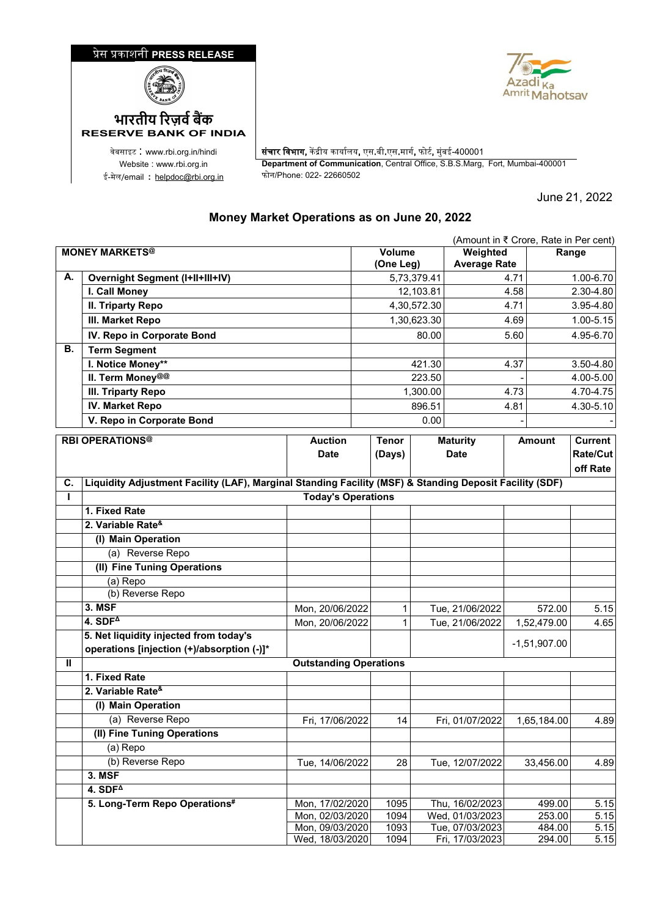प्रेस प्रकाशनी PRESS RELEASE

भारतीय रिज़र्व बैंक
RESERVE BANK OF INDIA

वेबसाइट : www.rbi.org.in/hindi
Website : www.rbi.org.in
ई-मेल/email : helpdoc@rbi.org.in

संचार विभाग, केंद्रीय कार्यालय, एस.बी.एस.मार्ग, फोर्ट, मुंबई-400001
**Department of Communication**, Central Office, S.B.S.Marg, Fort, Mumbai-400001
फोन/Phone: 022- 22660502

June 21, 2022

## Money Market Operations as on June 20, 2022

(Amount in ₹ Crore, Rate in Per cent)

| | MONEY MARKETS@ | Volume (One Leg) | Weighted Average Rate | Range |
|---|---|---|---|---|
| **A.** | **Overnight Segment (I+II+III+IV)** | 5,73,379.41 | 4.71 | 1.00-6.70 |
| | **I. Call Money** | 12,103.81 | 4.58 | 2.30-4.80 |
| | **II. Triparty Repo** | 4,30,572.30 | 4.71 | 3.95-4.80 |
| | **III. Market Repo** | 1,30,623.30 | 4.69 | 1.00-5.15 |
| | **IV. Repo in Corporate Bond** | 80.00 | 5.60 | 4.95-6.70 |
| **B.** | **Term Segment** | | | |
| | **I. Notice Money**** | 421.30 | 4.37 | 3.50-4.80 |
| | **II. Term Money@@** | 223.50 | - | 4.00-5.00 |
| | **III. Triparty Repo** | 1,300.00 | 4.73 | 4.70-4.75 |
| | **IV. Market Repo** | 896.51 | 4.81 | 4.30-5.10 |
| | **V. Repo in Corporate Bond** | 0.00 | - | - |

| | RBI OPERATIONS@ | Auction Date | Tenor (Days) | Maturity Date | Amount | Current Rate/Cut off Rate |
|---|---|---|---|---|---|---|
| **C.** | **Liquidity Adjustment Facility (LAF), Marginal Standing Facility (MSF) & Standing Deposit Facility (SDF)** | | | | | |
| **I** | **Today's Operations** | | | | | |
| | **1. Fixed Rate** | | | | | |
| | **2. Variable Rate&** | | | | | |
| | **(I) Main Operation** | | | | | |
| | (a) Reverse Repo | | | | | |
| | **(II) Fine Tuning Operations** | | | | | |
| | (a) Repo | | | | | |
| | (b) Reverse Repo | | | | | |
| | **3. MSF** | Mon, 20/06/2022 | 1 | Tue, 21/06/2022 | 572.00 | 5.15 |
| | **4. SDF∆** | Mon, 20/06/2022 | 1 | Tue, 21/06/2022 | 1,52,479.00 | 4.65 |
| | **5. Net liquidity injected from today's operations [injection (+)/absorption (-)]*** | | | | -1,51,907.00 | |
| **II** | **Outstanding Operations** | | | | | |
| | **1. Fixed Rate** | | | | | |
| | **2. Variable Rate&** | | | | | |
| | **(I) Main Operation** | | | | | |
| | (a) Reverse Repo | Fri, 17/06/2022 | 14 | Fri, 01/07/2022 | 1,65,184.00 | 4.89 |
| | **(II) Fine Tuning Operations** | | | | | |
| | (a) Repo | | | | | |
| | (b) Reverse Repo | Tue, 14/06/2022 | 28 | Tue, 12/07/2022 | 33,456.00 | 4.89 |
| | **3. MSF** | | | | | |
| | **4. SDF∆** | | | | | |
| | **5. Long-Term Repo Operations#** | Mon, 17/02/2020 | 1095 | Thu, 16/02/2023 | 499.00 | 5.15 |
| | | Mon, 02/03/2020 | 1094 | Wed, 01/03/2023 | 253.00 | 5.15 |
| | | Mon, 09/03/2020 | 1093 | Tue, 07/03/2023 | 484.00 | 5.15 |
| | | Wed, 18/03/2020 | 1094 | Fri, 17/03/2023 | 294.00 | 5.15 |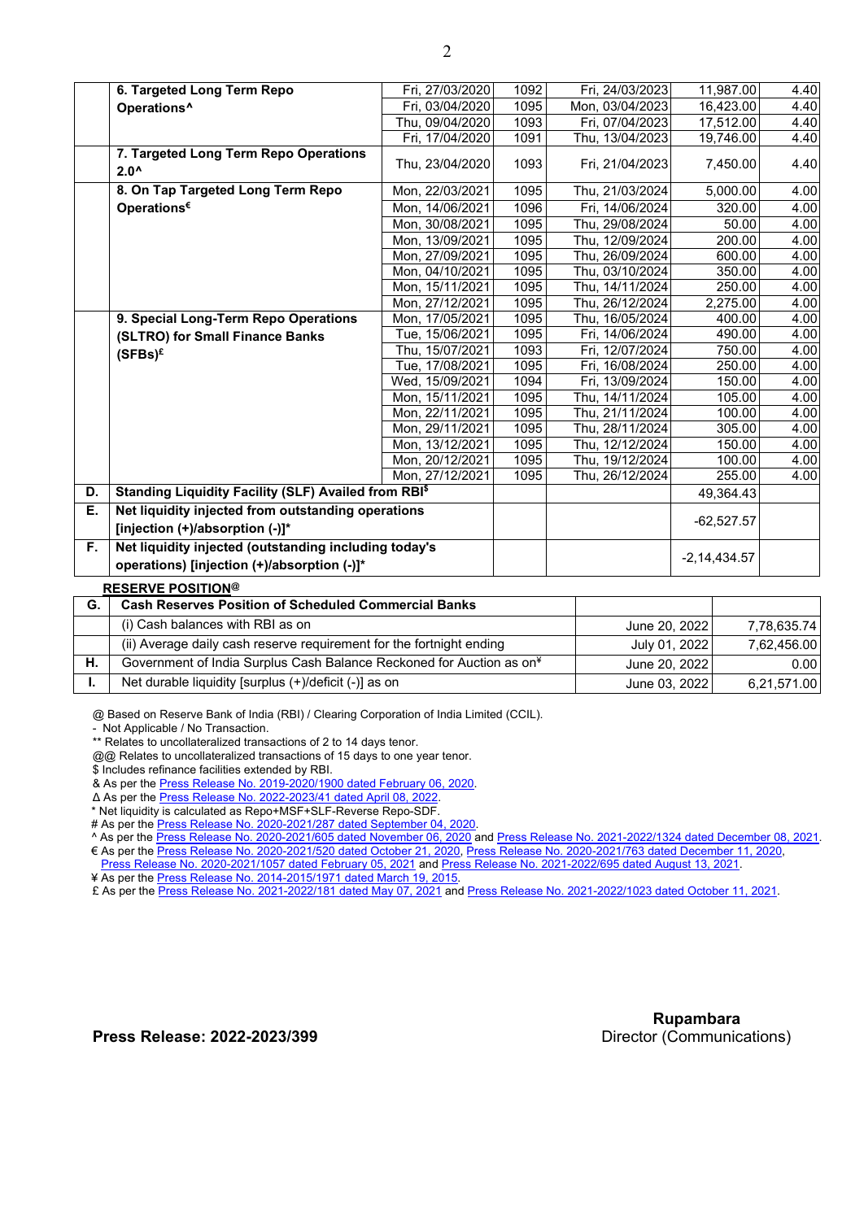| | | | | | | |
|---|---|---|---|---|---|---|
| | **6. Targeted Long Term Repo Operations^** | Fri, 27/03/2020 | 1092 | Fri, 24/03/2023 | 11,987.00 | 4.40 |
| | | Fri, 03/04/2020 | 1095 | Mon, 03/04/2023 | 16,423.00 | 4.40 |
| | | Thu, 09/04/2020 | 1093 | Fri, 07/04/2023 | 17,512.00 | 4.40 |
| | | Fri, 17/04/2020 | 1091 | Thu, 13/04/2023 | 19,746.00 | 4.40 |
| | **7. Targeted Long Term Repo Operations 2.0^** | Thu, 23/04/2020 | 1093 | Fri, 21/04/2023 | 7,450.00 | 4.40 |
| | **8. On Tap Targeted Long Term Repo Operations€** | Mon, 22/03/2021 | 1095 | Thu, 21/03/2024 | 5,000.00 | 4.00 |
| | | Mon, 14/06/2021 | 1096 | Fri, 14/06/2024 | 320.00 | 4.00 |
| | | Mon, 30/08/2021 | 1095 | Thu, 29/08/2024 | 50.00 | 4.00 |
| | | Mon, 13/09/2021 | 1095 | Thu, 12/09/2024 | 200.00 | 4.00 |
| | | Mon, 27/09/2021 | 1095 | Thu, 26/09/2024 | 600.00 | 4.00 |
| | | Mon, 04/10/2021 | 1095 | Thu, 03/10/2024 | 350.00 | 4.00 |
| | | Mon, 15/11/2021 | 1095 | Thu, 14/11/2024 | 250.00 | 4.00 |
| | | Mon, 27/12/2021 | 1095 | Thu, 26/12/2024 | 2,275.00 | 4.00 |
| | **9. Special Long-Term Repo Operations (SLTRO) for Small Finance Banks (SFBs)£** | Mon, 17/05/2021 | 1095 | Thu, 16/05/2024 | 400.00 | 4.00 |
| | | Tue, 15/06/2021 | 1095 | Fri, 14/06/2024 | 490.00 | 4.00 |
| | | Thu, 15/07/2021 | 1093 | Fri, 12/07/2024 | 750.00 | 4.00 |
| | | Tue, 17/08/2021 | 1095 | Fri, 16/08/2024 | 250.00 | 4.00 |
| | | Wed, 15/09/2021 | 1094 | Fri, 13/09/2024 | 150.00 | 4.00 |
| | | Mon, 15/11/2021 | 1095 | Thu, 14/11/2024 | 105.00 | 4.00 |
| | | Mon, 22/11/2021 | 1095 | Thu, 21/11/2024 | 100.00 | 4.00 |
| | | Mon, 29/11/2021 | 1095 | Thu, 28/11/2024 | 305.00 | 4.00 |
| | | Mon, 13/12/2021 | 1095 | Thu, 12/12/2024 | 150.00 | 4.00 |
| | | Mon, 20/12/2021 | 1095 | Thu, 19/12/2024 | 100.00 | 4.00 |
| | | Mon, 27/12/2021 | 1095 | Thu, 26/12/2024 | 255.00 | 4.00 |
| **D.** | **Standing Liquidity Facility (SLF) Availed from RBI$** | | | | 49,364.43 | |
| **E.** | **Net liquidity injected from outstanding operations [injection (+)/absorption (-)]*** | | | | -62,527.57 | |
| **F.** | **Net liquidity injected (outstanding including today's operations) [injection (+)/absorption (-)]*** | | | | -2,14,434.57 | |

**RESERVE POSITION@**

| | | | |
|---|---|---|---|
| **G.** | **Cash Reserves Position of Scheduled Commercial Banks** | | |
| | (i) Cash balances with RBI as on | June 20, 2022 | 7,78,635.74 |
| | (ii) Average daily cash reserve requirement for the fortnight ending | July 01, 2022 | 7,62,456.00 |
| **H.** | Government of India Surplus Cash Balance Reckoned for Auction as on¥ | June 20, 2022 | 0.00 |
| **I.** | Net durable liquidity [surplus (+)/deficit (-)] as on | June 03, 2022 | 6,21,571.00 |

@ Based on Reserve Bank of India (RBI) / Clearing Corporation of India Limited (CCIL).

\- Not Applicable / No Transaction.

** Relates to uncollateralized transactions of 2 to 14 days tenor.

@@ Relates to uncollateralized transactions of 15 days to one year tenor.

$ Includes refinance facilities extended by RBI.

& As per the Press Release No. 2019-2020/1900 dated February 06, 2020.

Δ As per the Press Release No. 2022-2023/41 dated April 08, 2022.

* Net liquidity is calculated as Repo+MSF+SLF-Reverse Repo-SDF.

# As per the Press Release No. 2020-2021/287 dated September 04, 2020.

^ As per the Press Release No. 2020-2021/605 dated November 06, 2020 and Press Release No. 2021-2022/1324 dated December 08, 2021.

€ As per the Press Release No. 2020-2021/520 dated October 21, 2020, Press Release No. 2020-2021/763 dated December 11, 2020, Press Release No. 2020-2021/1057 dated February 05, 2021 and Press Release No. 2021-2022/695 dated August 13, 2021.

¥ As per the Press Release No. 2014-2015/1971 dated March 19, 2015.

£ As per the Press Release No. 2021-2022/181 dated May 07, 2021 and Press Release No. 2021-2022/1023 dated October 11, 2021.

**Press Release: 2022-2023/399**

**Rupambara**
Director (Communications)